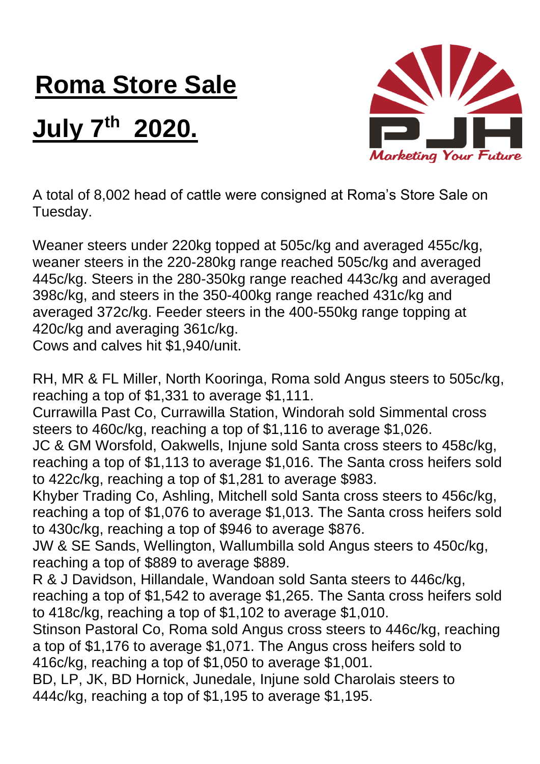# Roma Store Sale

# July 7th 2020.

A total of 8,002 head of cattle were consigned at Roma's Store Sale on Tuesday.

Weaner steers under 220kg topped at 505c/kg and averaged 455c/kg, weaner steers in the 220-280kg range reached 505c/kg and averaged 445c/kg. Steers in the 280-350kg range reached 443c/kg and averaged 398c/kg, and steers in the 350-400kg range reached 431c/kg and averaged 372c/kg. Feeder steers in the 400-550kg range topping at 420c/kg and averaging 361c/kg.
Cows and calves hit $1,940/unit.

RH, MR & FL Miller, North Kooringa, Roma sold Angus steers to 505c/kg, reaching a top of $1,331 to average $1,111.
Currawilla Past Co, Currawilla Station, Windorah sold Simmental cross steers to 460c/kg, reaching a top of $1,116 to average $1,026.
JC & GM Worsfold, Oakwells, Injune sold Santa cross steers to 458c/kg, reaching a top of $1,113 to average $1,016. The Santa cross heifers sold to 422c/kg, reaching a top of $1,281 to average $983.
Khyber Trading Co, Ashling, Mitchell sold Santa cross steers to 456c/kg, reaching a top of $1,076 to average $1,013. The Santa cross heifers sold to 430c/kg, reaching a top of $946 to average $876.
JW & SE Sands, Wellington, Wallumbilla sold Angus steers to 450c/kg, reaching a top of $889 to average $889.
R & J Davidson, Hillandale, Wandoan sold Santa steers to 446c/kg, reaching a top of $1,542 to average $1,265. The Santa cross heifers sold to 418c/kg, reaching a top of $1,102 to average $1,010.
Stinson Pastoral Co, Roma sold Angus cross steers to 446c/kg, reaching a top of $1,176 to average $1,071. The Angus cross heifers sold to 416c/kg, reaching a top of $1,050 to average $1,001.
BD, LP, JK, BD Hornick, Junedale, Injune sold Charolais steers to 444c/kg, reaching a top of $1,195 to average $1,195.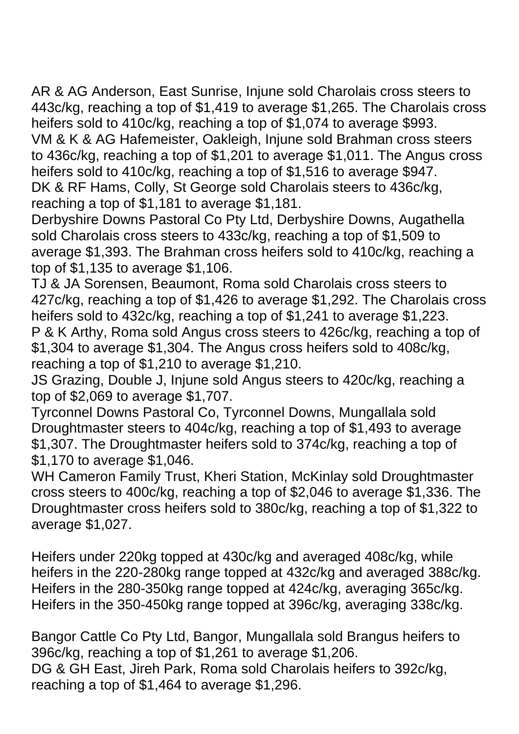AR & AG Anderson, East Sunrise, Injune sold Charolais cross steers to 443c/kg, reaching a top of $1,419 to average $1,265. The Charolais cross heifers sold to 410c/kg, reaching a top of $1,074 to average $993.
VM & K & AG Hafemeister, Oakleigh, Injune sold Brahman cross steers to 436c/kg, reaching a top of $1,201 to average $1,011. The Angus cross heifers sold to 410c/kg, reaching a top of $1,516 to average $947.
DK & RF Hams, Colly, St George sold Charolais steers to 436c/kg, reaching a top of $1,181 to average $1,181.
Derbyshire Downs Pastoral Co Pty Ltd, Derbyshire Downs, Augathella sold Charolais cross steers to 433c/kg, reaching a top of $1,509 to average $1,393. The Brahman cross heifers sold to 410c/kg, reaching a top of $1,135 to average $1,106.
TJ & JA Sorensen, Beaumont, Roma sold Charolais cross steers to 427c/kg, reaching a top of $1,426 to average $1,292. The Charolais cross heifers sold to 432c/kg, reaching a top of $1,241 to average $1,223.
P & K Arthy, Roma sold Angus cross steers to 426c/kg, reaching a top of $1,304 to average $1,304. The Angus cross heifers sold to 408c/kg, reaching a top of $1,210 to average $1,210.
JS Grazing, Double J, Injune sold Angus steers to 420c/kg, reaching a top of $2,069 to average $1,707.
Tyrconnel Downs Pastoral Co, Tyrconnel Downs, Mungallala sold Droughtmaster steers to 404c/kg, reaching a top of $1,493 to average $1,307. The Droughtmaster heifers sold to 374c/kg, reaching a top of $1,170 to average $1,046.
WH Cameron Family Trust, Kheri Station, McKinlay sold Droughtmaster cross steers to 400c/kg, reaching a top of $2,046 to average $1,336. The Droughtmaster cross heifers sold to 380c/kg, reaching a top of $1,322 to average $1,027.

Heifers under 220kg topped at 430c/kg and averaged 408c/kg, while heifers in the 220-280kg range topped at 432c/kg and averaged 388c/kg. Heifers in the 280-350kg range topped at 424c/kg, averaging 365c/kg. Heifers in the 350-450kg range topped at 396c/kg, averaging 338c/kg.

Bangor Cattle Co Pty Ltd, Bangor, Mungallala sold Brangus heifers to 396c/kg, reaching a top of $1,261 to average $1,206.
DG & GH East, Jireh Park, Roma sold Charolais heifers to 392c/kg, reaching a top of $1,464 to average $1,296.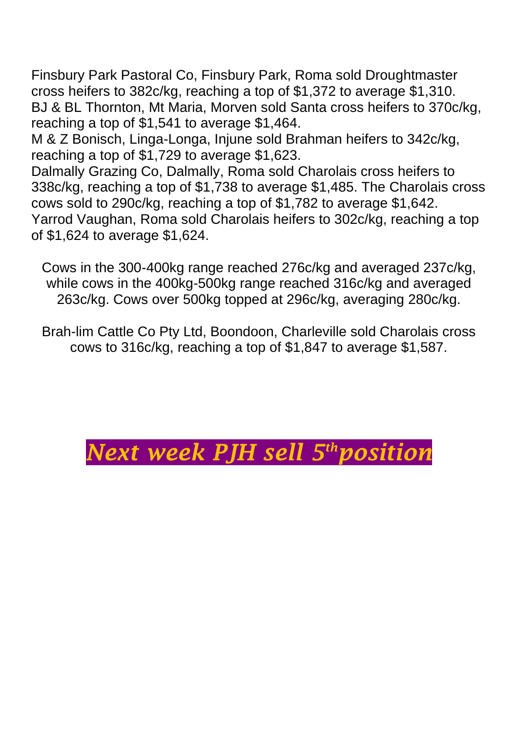Finsbury Park Pastoral Co, Finsbury Park, Roma sold Droughtmaster cross heifers to 382c/kg, reaching a top of $1,372 to average $1,310.
BJ & BL Thornton, Mt Maria, Morven sold Santa cross heifers to 370c/kg, reaching a top of $1,541 to average $1,464.
M & Z Bonisch, Linga-Longa, Injune sold Brahman heifers to 342c/kg, reaching a top of $1,729 to average $1,623.
Dalmally Grazing Co, Dalmally, Roma sold Charolais cross heifers to 338c/kg, reaching a top of $1,738 to average $1,485. The Charolais cross cows sold to 290c/kg, reaching a top of $1,782 to average $1,642.
Yarrod Vaughan, Roma sold Charolais heifers to 302c/kg, reaching a top of $1,624 to average $1,624.

Cows in the 300-400kg range reached 276c/kg and averaged 237c/kg, while cows in the 400kg-500kg range reached 316c/kg and averaged 263c/kg. Cows over 500kg topped at 296c/kg, averaging 280c/kg.

Brah-lim Cattle Co Pty Ltd, Boondoon, Charleville sold Charolais cross cows to 316c/kg, reaching a top of $1,847 to average $1,587.

## ***Next week PJH sell 5th position***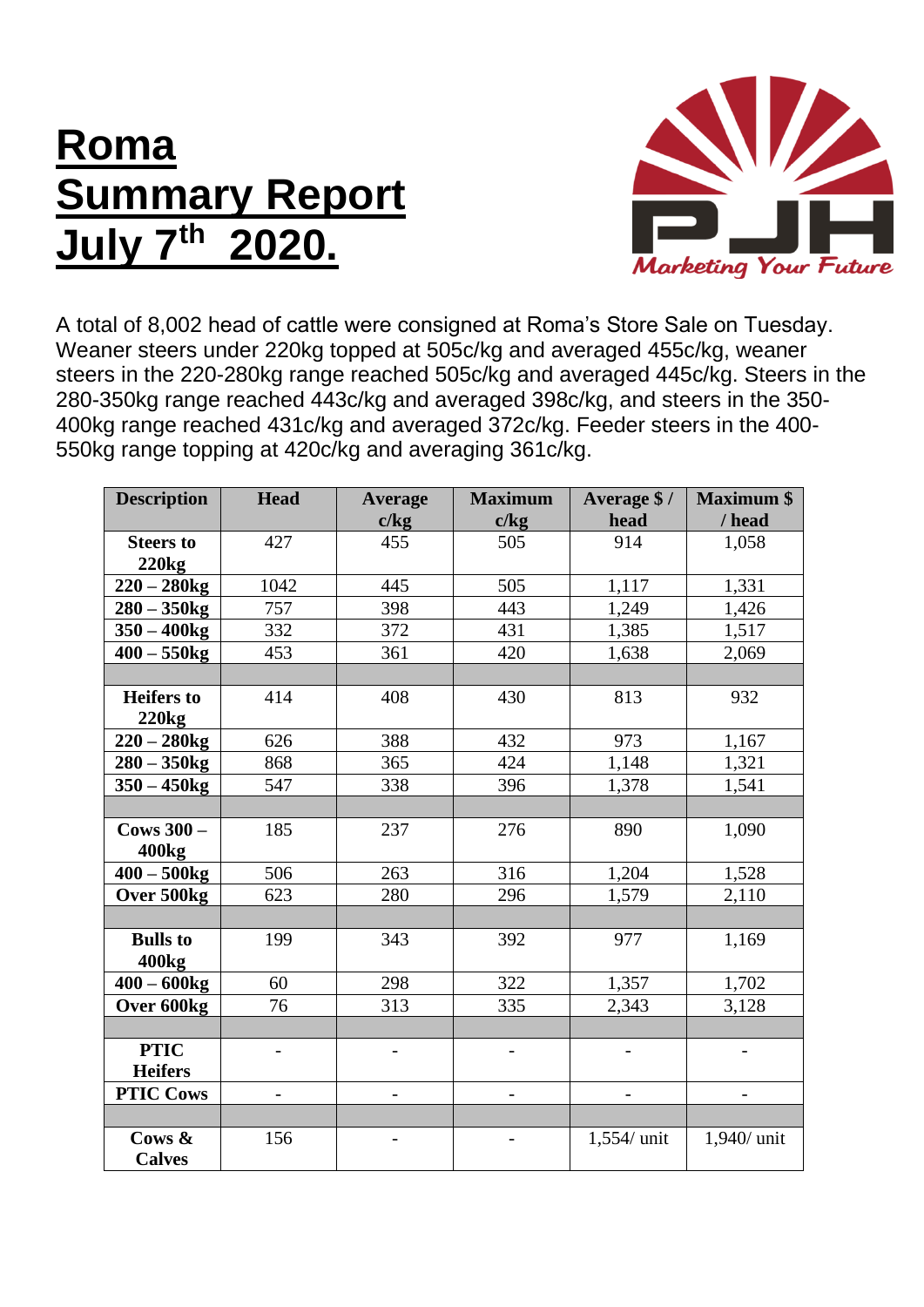# Roma Summary Report July 7th 2020.

PJH
*Marketing Your Future*

A total of 8,002 head of cattle were consigned at Roma's Store Sale on Tuesday. Weaner steers under 220kg topped at 505c/kg and averaged 455c/kg, weaner steers in the 220-280kg range reached 505c/kg and averaged 445c/kg. Steers in the 280-350kg range reached 443c/kg and averaged 398c/kg, and steers in the 350-400kg range reached 431c/kg and averaged 372c/kg. Feeder steers in the 400-550kg range topping at 420c/kg and averaging 361c/kg.

| Description | Head | Average c/kg | Maximum c/kg | Average $ / head | Maximum $ / head |
|---|---|---|---|---|---|
| **Steers to 220kg** | 427 | 455 | 505 | 914 | 1,058 |
| **220 – 280kg** | 1042 | 445 | 505 | 1,117 | 1,331 |
| **280 – 350kg** | 757 | 398 | 443 | 1,249 | 1,426 |
| **350 – 400kg** | 332 | 372 | 431 | 1,385 | 1,517 |
| **400 – 550kg** | 453 | 361 | 420 | 1,638 | 2,069 |
| | | | | | |
| **Heifers to 220kg** | 414 | 408 | 430 | 813 | 932 |
| **220 – 280kg** | 626 | 388 | 432 | 973 | 1,167 |
| **280 – 350kg** | 868 | 365 | 424 | 1,148 | 1,321 |
| **350 – 450kg** | 547 | 338 | 396 | 1,378 | 1,541 |
| | | | | | |
| **Cows 300 – 400kg** | 185 | 237 | 276 | 890 | 1,090 |
| **400 – 500kg** | 506 | 263 | 316 | 1,204 | 1,528 |
| **Over 500kg** | 623 | 280 | 296 | 1,579 | 2,110 |
| | | | | | |
| **Bulls to 400kg** | 199 | 343 | 392 | 977 | 1,169 |
| **400 – 600kg** | 60 | 298 | 322 | 1,357 | 1,702 |
| **Over 600kg** | 76 | 313 | 335 | 2,343 | 3,128 |
| | | | | | |
| **PTIC Heifers** | - | - | - | - | - |
| **PTIC Cows** | - | - | - | - | - |
| | | | | | |
| **Cows & Calves** | 156 | - | - | 1,554/ unit | 1,940/ unit |